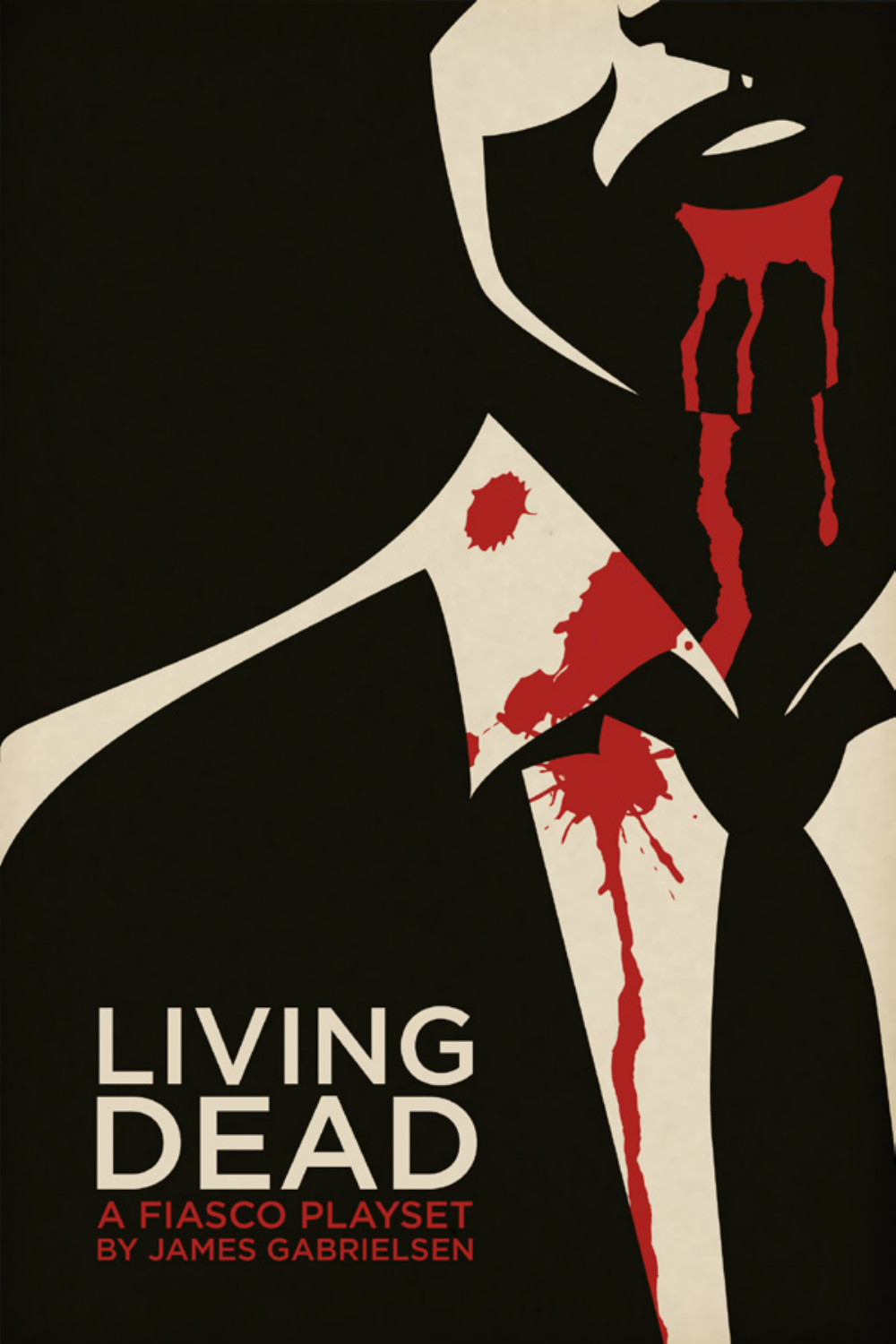# LIVING DEAD

## A FIASCO PLAYSET

## BY JAMES GABRIELSEN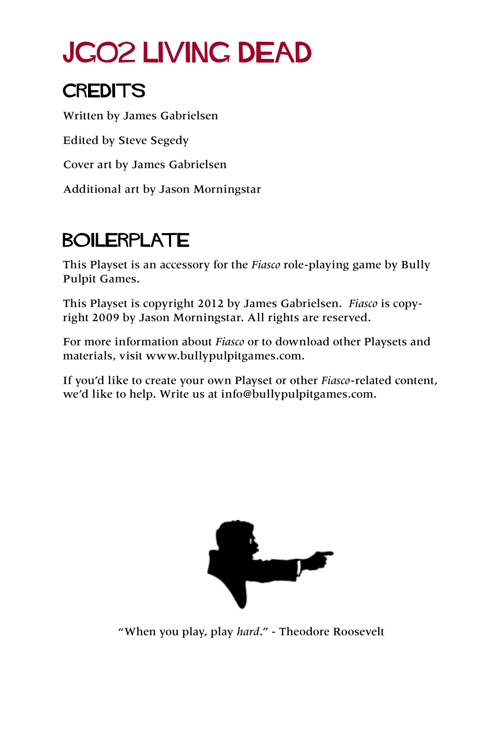# JG02 LIVING DEAD

## CREDITS

Written by James Gabrielsen

Edited by Steve Segedy

Cover art by James Gabrielsen

Additional art by Jason Morningstar

## BOILERPLATE

This Playset is an accessory for the *Fiasco* role-playing game by Bully Pulpit Games.

This Playset is copyright 2012 by James Gabrielsen. *Fiasco* is copyright 2009 by Jason Morningstar. All rights are reserved.

For more information about *Fiasco* or to download other Playsets and materials, visit www.bullypulpitgames.com.

If you'd like to create your own Playset or other *Fiasco*-related content, we'd like to help. Write us at info@bullypulpitgames.com.

"When you play, play *hard*." - Theodore Roosevelt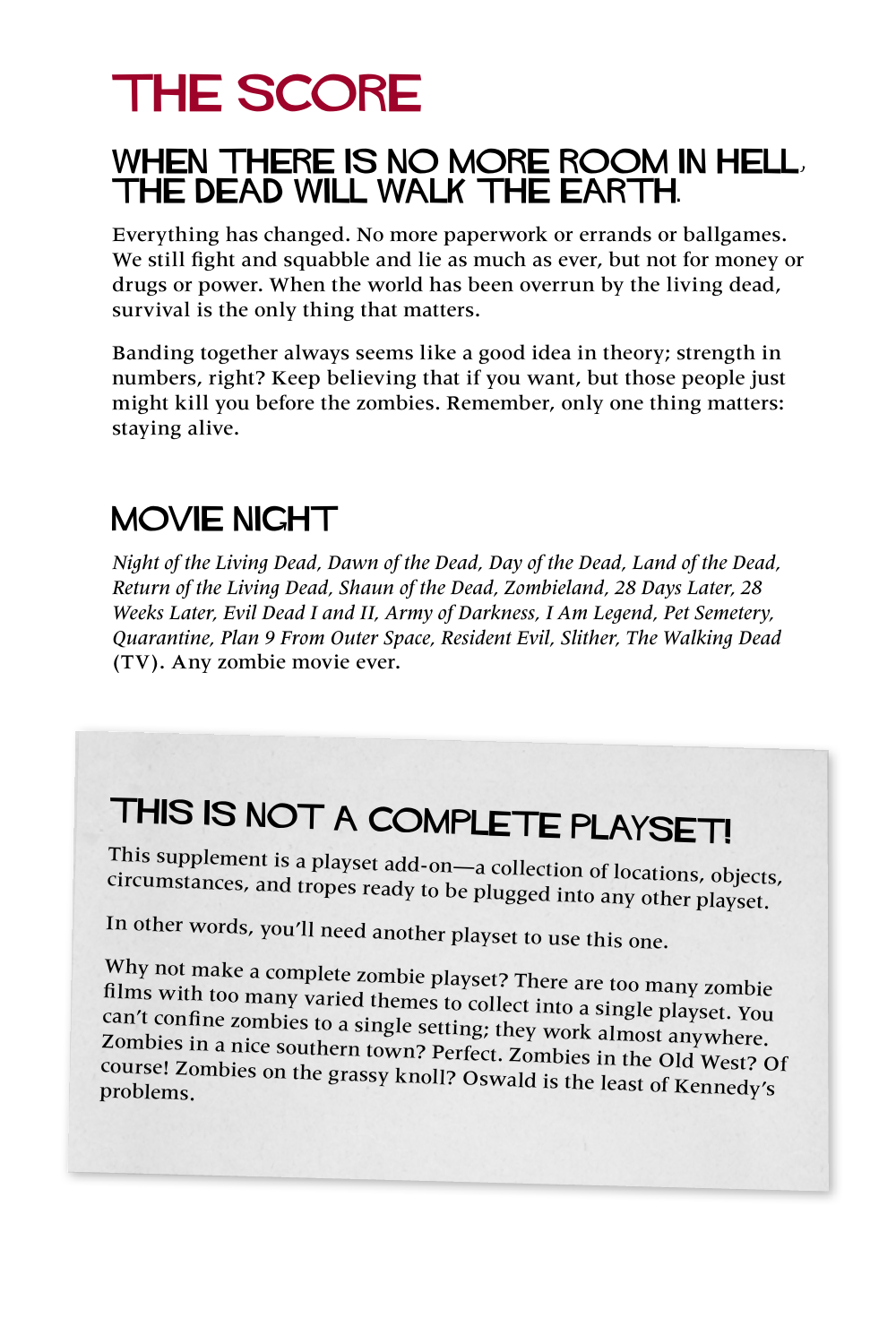# THE SCORE

## WHEN THERE IS NO MORE ROOM IN HELL, THE DEAD WILL WALK THE EARTH.

Everything has changed. No more paperwork or errands or ballgames. We still fight and squabble and lie as much as ever, but not for money or drugs or power. When the world has been overrun by the living dead, survival is the only thing that matters.

Banding together always seems like a good idea in theory; strength in numbers, right? Keep believing that if you want, but those people just might kill you before the zombies. Remember, only one thing matters: staying alive.

## MOVIE NIGHT

*Night of the Living Dead, Dawn of the Dead, Day of the Dead, Land of the Dead, Return of the Living Dead, Shaun of the Dead, Zombieland, 28 Days Later, 28 Weeks Later, Evil Dead I and II, Army of Darkness, I Am Legend, Pet Semetery, Quarantine, Plan 9 From Outer Space, Resident Evil, Slither, The Walking Dead* (TV). Any zombie movie ever.

### THIS IS NOT A COMPLETE PLAYSET!

This supplement is a playset add-on—a collection of locations, objects, circumstances, and tropes ready to be plugged into any other playset.

In other words, you'll need another playset to use this one.

Why not make a complete zombie playset? There are too many zombie films with too many varied themes to collect into a single playset. You can't confine zombies to a single setting; they work almost anywhere. Zombies in a nice southern town? Perfect. Zombies in the Old West? Of course! Zombies on the grassy knoll? Oswald is the least of Kennedy's problems.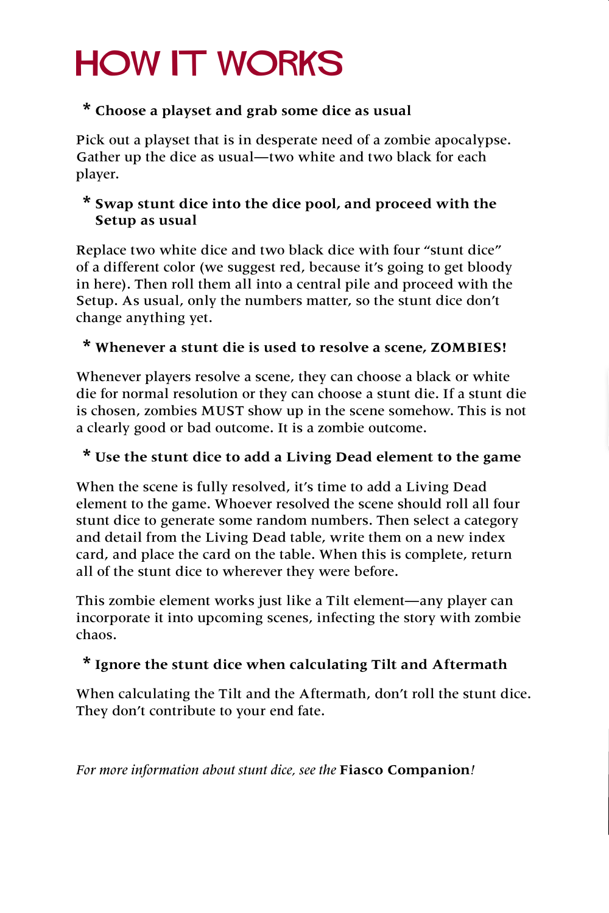# HOW IT WORKS

### * Choose a playset and grab some dice as usual

Pick out a playset that is in desperate need of a zombie apocalypse. Gather up the dice as usual—two white and two black for each player.

### * Swap stunt dice into the dice pool, and proceed with the Setup as usual

Replace two white dice and two black dice with four "stunt dice" of a different color (we suggest red, because it's going to get bloody in here). Then roll them all into a central pile and proceed with the Setup. As usual, only the numbers matter, so the stunt dice don't change anything yet.

### * Whenever a stunt die is used to resolve a scene, ZOMBIES!

Whenever players resolve a scene, they can choose a black or white die for normal resolution or they can choose a stunt die. If a stunt die is chosen, zombies MUST show up in the scene somehow. This is not a clearly good or bad outcome. It is a zombie outcome.

### * Use the stunt dice to add a Living Dead element to the game

When the scene is fully resolved, it's time to add a Living Dead element to the game. Whoever resolved the scene should roll all four stunt dice to generate some random numbers. Then select a category and detail from the Living Dead table, write them on a new index card, and place the card on the table. When this is complete, return all of the stunt dice to wherever they were before.

This zombie element works just like a Tilt element—any player can incorporate it into upcoming scenes, infecting the story with zombie chaos.

### * Ignore the stunt dice when calculating Tilt and Aftermath

When calculating the Tilt and the Aftermath, don't roll the stunt dice. They don't contribute to your end fate.

*For more information about stunt dice, see the* **Fiasco Companion***!*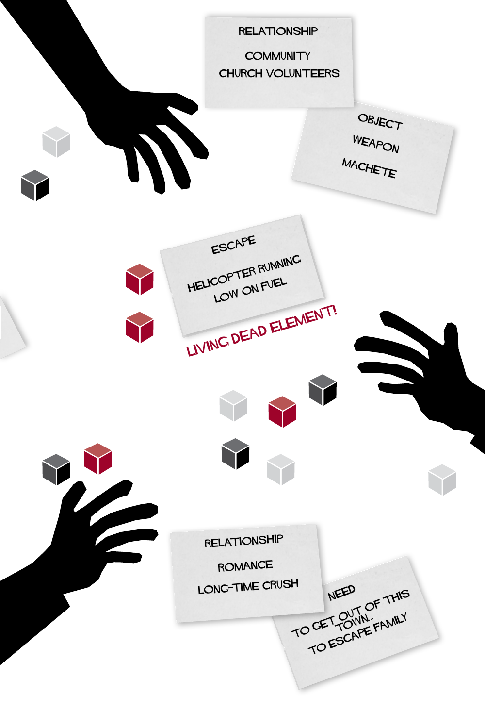RELATIONSHIP

COMMUNITY

CHURCH VOLUNTEERS

OBJECT

WEAPON

MACHETE

ESCAPE

HELICOPTER RUNNING LOW ON FUEL

LIVING DEAD ELEMENT!

RELATIONSHIP

ROMANCE

LONG-TIME CRUSH

NEED

TO GET OUT OF THIS TOWN... TO ESCAPE FAMILY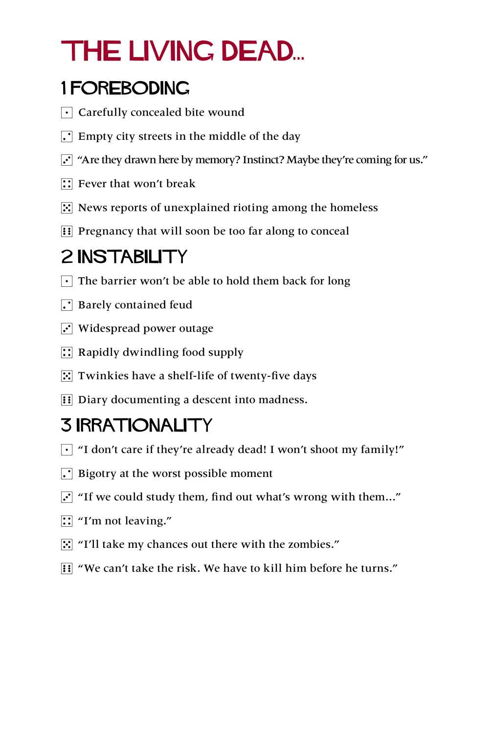# THE LIVING DEAD...

## 1 FOREBODING

- ⚀ Carefully concealed bite wound
- ⚁ Empty city streets in the middle of the day
- ⚂ "Are they drawn here by memory? Instinct? Maybe they're coming for us."
- ⚃ Fever that won't break
- ⚄ News reports of unexplained rioting among the homeless
- ⚅ Pregnancy that will soon be too far along to conceal

## 2 INSTABILITY

- ⚀ The barrier won't be able to hold them back for long
- ⚁ Barely contained feud
- ⚂ Widespread power outage
- ⚃ Rapidly dwindling food supply
- ⚄ Twinkies have a shelf-life of twenty-five days
- ⚅ Diary documenting a descent into madness.

## 3 IRRATIONALITY

- ⚀ "I don't care if they're already dead! I won't shoot my family!"
- ⚁ Bigotry at the worst possible moment
- ⚂ "If we could study them, find out what's wrong with them..."
- ⚃ "I'm not leaving."
- ⚄ "I'll take my chances out there with the zombies."
- ⚅ "We can't take the risk. We have to kill him before he turns."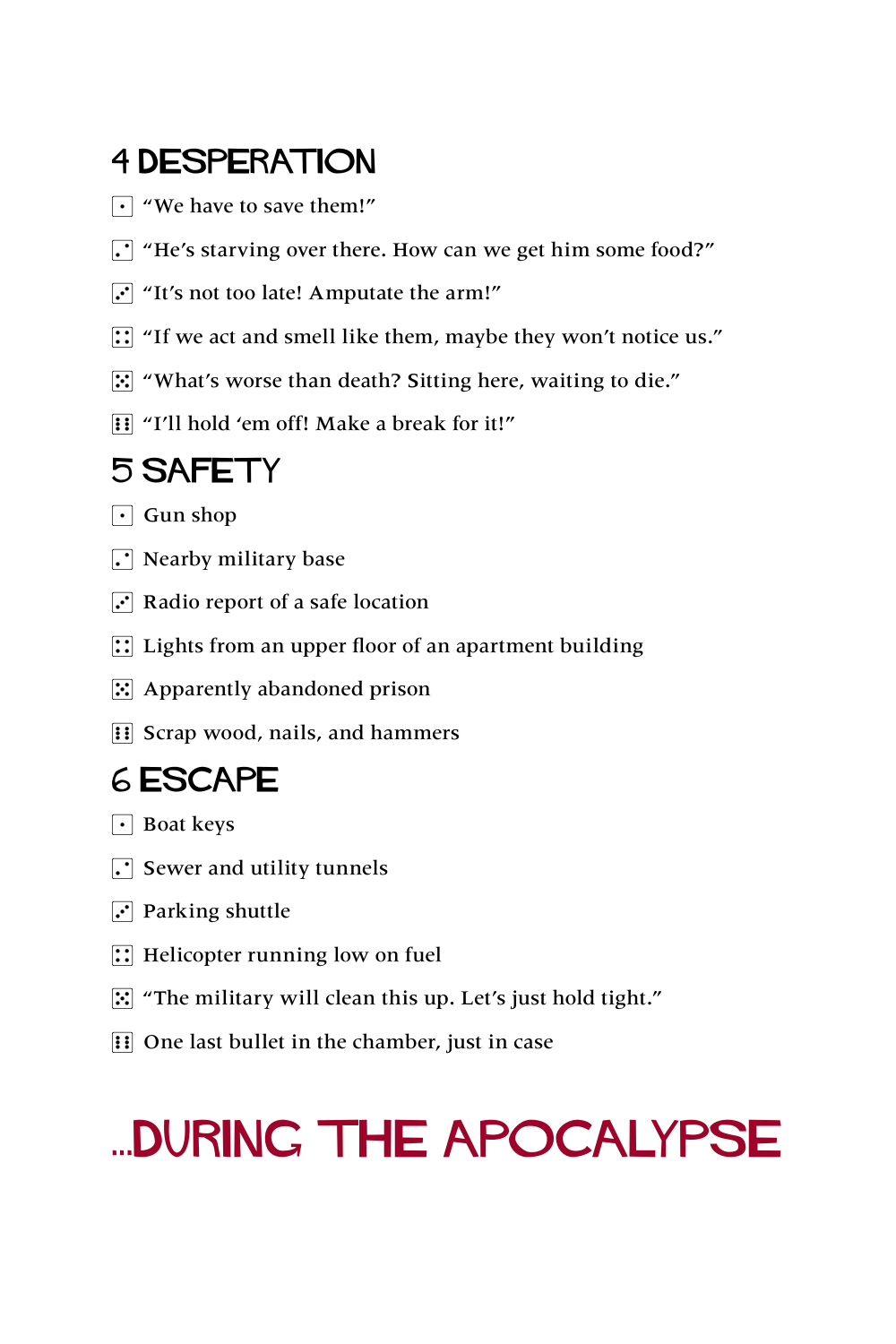## 4 DESPERATION

- ⚀ "We have to save them!"
- ⚁ "He's starving over there. How can we get him some food?"
- ⚂ "It's not too late! Amputate the arm!"
- ⚃ "If we act and smell like them, maybe they won't notice us."
- ⚄ "What's worse than death? Sitting here, waiting to die."
- ⚅ "I'll hold 'em off! Make a break for it!"

## 5 SAFETY

- ⚀ Gun shop
- ⚁ Nearby military base
- ⚂ Radio report of a safe location
- ⚃ Lights from an upper floor of an apartment building
- ⚄ Apparently abandoned prison
- ⚅ Scrap wood, nails, and hammers

## 6 ESCAPE

- ⚀ Boat keys
- ⚁ Sewer and utility tunnels
- ⚂ Parking shuttle
- ⚃ Helicopter running low on fuel
- ⚄ "The military will clean this up. Let's just hold tight."
- ⚅ One last bullet in the chamber, just in case

# ...DURING THE APOCALYPSE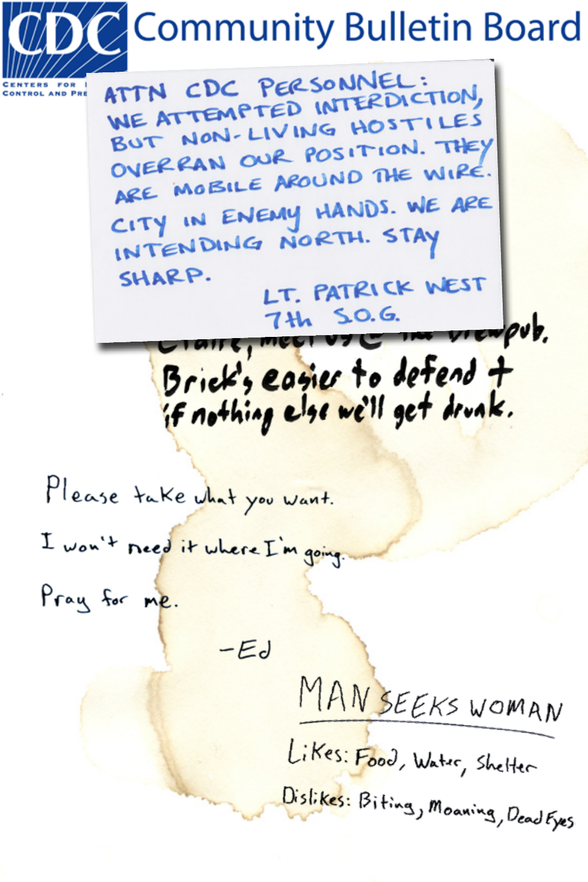# CDC Community Bulletin Board

CENTERS FOR [...] CONTROL AND PRE[...]

ATTN CDC PERSONNEL:
WE ATTEMPTED INTERDICTION,
BUT NON-LIVING HOSTILES
OVERRAN OUR POSITION. THEY
ARE MOBILE AROUND THE WIRE.
CITY IN ENEMY HANDS. WE ARE
INTENDING NORTH. STAY
SHARP.

LT. PATRICK WEST
7th S.O.G.

Claire, meet us @ the brewpub.
Brick's easier to defend +
if nothing else we'll get drunk.

Please take what you want.

I won't need it where I'm going.

Pray for me.

-Ed

MAN SEEKS WOMAN

Likes: Food, Water, Shelter

Dislikes: Biting, Moaning, Dead Eyes